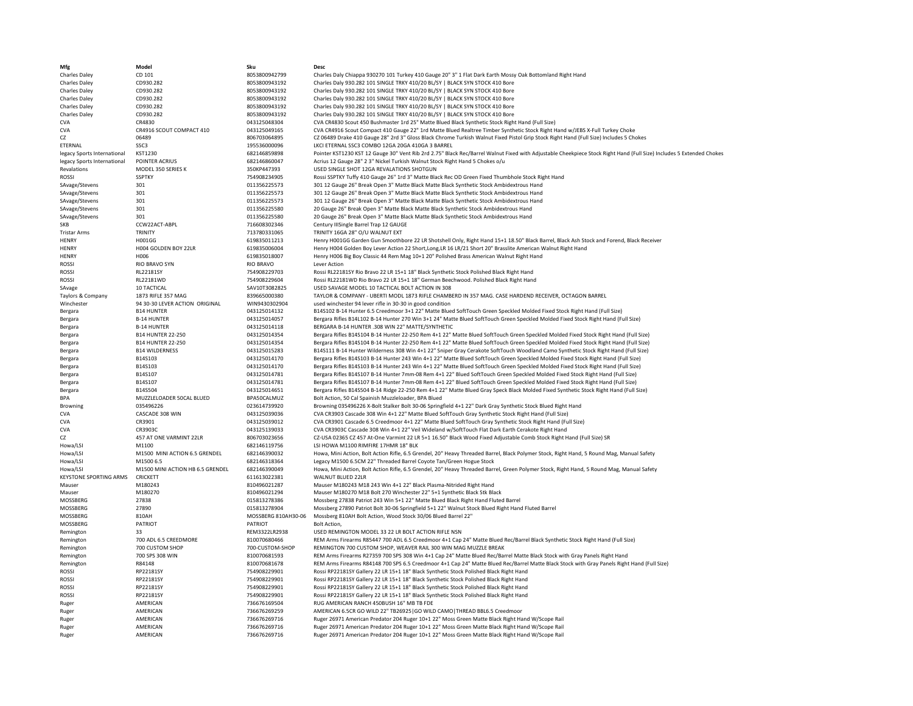| Mfg | Model | Sku | Desc |
|---|---|---|---|
| Charles Daley | CD 101 | 8053800942799 | Charles Daly Chiappa 930270 101 Turkey 410 Gauge 20" 3" 1 Flat Dark Earth Mossy Oak Bottomland Right Hand |
| Charles Daley | CD930.282 | 8053800943192 | Charles Daly 930.282 101 SINGLE TRKY 410/20 BL/SY \| BLACK SYN STOCK 410 Bore |
| Charles Daley | CD930.282 | 8053800943192 | Charles Daly 930.282 101 SINGLE TRKY 410/20 BL/SY \| BLACK SYN STOCK 410 Bore |
| Charles Daley | CD930.282 | 8053800943192 | Charles Daly 930.282 101 SINGLE TRKY 410/20 BL/SY \| BLACK SYN STOCK 410 Bore |
| Charles Daley | CD930.282 | 8053800943192 | Charles Daly 930.282 101 SINGLE TRKY 410/20 BL/SY \| BLACK SYN STOCK 410 Bore |
| Charles Daley | CD930.282 | 8053800943192 | Charles Daly 930.282 101 SINGLE TRKY 410/20 BL/SY \| BLACK SYN STOCK 410 Bore |
| CVA | CR4830 | 043125048304 | CVA CR4830 Scout 450 Bushmaster 1rd 25" Matte Blued Black Synthetic Stock Right Hand (Full Size) |
| CVA | CR4916 SCOUT COMPACT 410 | 043125049165 | CVA CR4916 Scout Compact 410 Gauge 22" 1rd Matte Blued Realtree Timber Synthetic Stock Right Hand w/JEBS X-Full Turkey Choke |
| CZ | 06489 | 806703064895 | CZ 06489 Drake 410 Gauge 28" 2rd 3" Gloss Black Chrome Turkish Walnut Fixed Pistol Grip Stock Right Hand (Full Size) Includes 5 Chokes |
| ETERNAL | SSC3 | 195536000096 | LKCI ETERNAL SSC3 COMBO 12GA 20GA 410GA 3 BARREL |
| legacy Sports International | KST1230 | 682146859898 | Pointer KST1230 KST 12 Gauge 30" Vent Rib 2rd 2.75" Black Rec/Barrel Walnut Fixed with Adjustable Cheekpiece Stock Right Hand (Full Size) Includes 5 Extended Chokes |
| legacy Sports International | POINTER ACRIUS | 682146860047 | Acrius 12 Gauge 28" 2 3" Nickel Turkish Walnut Stock Right Hand 5 Chokes o/u |
| Revalations | MODEL 350 SERIES K | 350KP447393 | USED SINGLE SHOT 12GA REVALATIONS SHOTGUN |
| ROSSI | SSPTKY | 754908234905 | Rossi SSPTKY Tuffy 410 Gauge 26" 1rd 3" Matte Black Rec OD Green Fixed Thumbhole Stock Right Hand |
| SAvage/Stevens | 301 | 011356225573 | 301 12 Gauge 26" Break Open 3" Matte Black Matte Black Synthetic Stock Ambidextrous Hand |
| SAvage/Stevens | 301 | 011356225573 | 301 12 Gauge 26" Break Open 3" Matte Black Matte Black Synthetic Stock Ambidextrous Hand |
| SAvage/Stevens | 301 | 011356225573 | 301 12 Gauge 26" Break Open 3" Matte Black Matte Black Synthetic Stock Ambidextrous Hand |
| SAvage/Stevens | 301 | 011356225580 | 20 Gauge 26" Break Open 3" Matte Black Matte Black Synthetic Stock Ambidextrous Hand |
| SAvage/Stevens | 301 | 011356225580 | 20 Gauge 26" Break Open 3" Matte Black Matte Black Synthetic Stock Ambidextrous Hand |
| SKB | CCW22ACT-ABPL | 716608302346 | Century IIISingle Barrel Trap 12 GAUGE |
| Tristar Arms | TRINITY | 713780331065 | TRINITY 16GA 28" O/U WALNUT EXT |
| HENRY | H001GG | 619835011213 | Henry H001GG Garden Gun Smoothbore 22 LR Shotshell Only, Right Hand 15+1 18.50" Black Barrel, Black Ash Stock and Forend, Black Receiver |
| HENRY | H004 GOLDEN BOY 22LR | 619835006004 | Henry H004 Golden Boy Lever Action 22 Short,Long,LR 16 LR/21 Short 20" Brasslite American Walnut Right Hand |
| HENRY | H006 | 619835018007 | Henry H006 Big Boy Classic 44 Rem Mag 10+1 20" Polished Brass American Walnut Right Hand |
| ROSSI | RIO BRAVO SYN | RIO BRAVO | Lever Action |
| ROSSI | RL22181SY | 754908229703 | Rossi RL22181SY Rio Bravo 22 LR 15+1 18" Black Synthetic Stock Polished Black Right Hand |
| ROSSI | RL22181WD | 754908229604 | Rossi RL22181WD Rio Bravo 22 LR 15+1 18" German Beechwood. Polished Black Right Hand |
| SAvage | 10 TACTICAL | SAV10T3082825 | USED SAVAGE MODEL 10 TACTICAL BOLT ACTION IN 308 |
| Taylors & Company | 1873 RIFLE 357 MAG | 839665000380 | TAYLOR & COMPANY - UBERTI MODL 1873 RIFLE CHAMBERD IN 357 MAG. CASE HARDEND RECEIVER, OCTAGON BARREL |
| Winchester | 94 30-30 LEVER ACTION ORIGINAL | WIN9430302904 | used winchester 94 lever rifle in 30-30 in good condition |
| Bergara | B14 HUNTER | 043125014132 | B14S102 B-14 Hunter 6.5 Creedmoor 3+1 22" Matte Blued SoftTouch Green Speckled Molded Fixed Stock Right Hand (Full Size) |
| Bergara | B-14 HUNTER | 043125014057 | Bergara Rifles B14L102 B-14 Hunter 270 Win 3+1 24" Matte Blued SoftTouch Green Speckled Molded Fixed Stock Right Hand (Full Size) |
| Bergara | B-14 HUNTER | 043125014118 | BERGARA B-14 HUNTER .308 WIN 22" MATTE/SYNTHETIC |
| Bergara | B14 HUNTER 22-250 | 043125014354 | Bergara Rifles B14S104 B-14 Hunter 22-250 Rem 4+1 22" Matte Blued SoftTouch Green Speckled Molded Fixed Stock Right Hand (Full Size) |
| Bergara | B14 HUNTER 22-250 | 043125014354 | Bergara Rifles B14S104 B-14 Hunter 22-250 Rem 4+1 22" Matte Blued SoftTouch Green Speckled Molded Fixed Stock Right Hand (Full Size) |
| Bergara | B14 WILDERNESS | 043125015283 | B14S111 B-14 Hunter Wilderness 308 Win 4+1 22" Sniper Gray Cerakote SoftTouch Woodland Camo Synthetic Stock Right Hand (Full Size) |
| Bergara | B14S103 | 043125014170 | Bergara Rifles B14S103 B-14 Hunter 243 Win 4+1 22" Matte Blued SoftTouch Green Speckled Molded Fixed Stock Right Hand (Full Size) |
| Bergara | B14S103 | 043125014170 | Bergara Rifles B14S103 B-14 Hunter 243 Win 4+1 22" Matte Blued SoftTouch Green Speckled Molded Fixed Stock Right Hand (Full Size) |
| Bergara | B14S107 | 043125014781 | Bergara Rifles B14S107 B-14 Hunter 7mm-08 Rem 4+1 22" Blued SoftTouch Green Speckled Molded Fixed Stock Right Hand (Full Size) |
| Bergara | B14S107 | 043125014781 | Bergara Rifles B14S107 B-14 Hunter 7mm-08 Rem 4+1 22" Blued SoftTouch Green Speckled Molded Fixed Stock Right Hand (Full Size) |
| Bergara | B14S504 | 043125014651 | Bergara Rifles B14S504 B-14 Ridge 22-250 Rem 4+1 22" Matte Blued Gray Speck Black Molded Fixed Synthetic Stock Right Hand (Full Size) |
| BPA | MUZZLELOADER 50CAL BLUED | BPA50CALMUZ | Bolt Action, 50 Cal Spainish Muzzleloader, BPA Blued |
| Browning | 035496226 | 023614739920 | Browning 035496226 X-Bolt Stalker Bolt 30-06 Springfield 4+1 22" Dark Gray Synthetic Stock Blued Right Hand |
| CVA | CASCADE 308 WIN | 043125039036 | CVA CR3903 Cascade 308 Win 4+1 22" Matte Blued SoftTouch Gray Synthetic Stock Right Hand (Full Size) |
| CVA | CR3901 | 043125039012 | CVA CR3901 Cascade 6.5 Creedmoor 4+1 22" Matte Blued SoftTouch Gray Synthetic Stock Right Hand (Full Size) |
| CVA | CR3903C | 043125139033 | CVA CR3903C Cascade 308 Win 4+1 22" Veil Wideland w/SoftTouch Flat Dark Earth Cerakote Right Hand |
| CZ | 457 AT ONE VARMINT 22LR | 806703023656 | CZ-USA 02365 CZ 457 At-One Varmint 22 LR 5+1 16.50" Black Wood Fixed Adjustable Comb Stock Right Hand (Full Size) SR |
| Howa/LSI | M1100 | 682146119756 | LSI HOWA M1100 RIMFIRE 17HMR 18" BLK |
| Howa/LSI | M1500 MINI ACTION 6.5 GRENDEL | 682146390032 | Howa, Mini Action, Bolt Action Rifle, 6.5 Grendel, 20" Heavy Threaded Barrel, Black Polymer Stock, Right Hand, 5 Round Mag, Manual Safety |
| Howa/LSI | M1500 6.5 | 682146318364 | Legacy M1500 6.5CM 22" Threaded Barrel Coyote Tan/Green Hogue Stock |
| Howa/LSI | M1500 MINI ACTION HB 6.5 GRENDEL | 682146390049 | Howa, Mini Action, Bolt Action Rifle, 6.5 Grendel, 20" Heavy Threaded Barrel, Green Polymer Stock, Right Hand, 5 Round Mag, Manual Safety |
| KEYSTONE SPORTING ARMS | CRICKETT | 611613022381 | WALNUT BLUED 22LR |
| Mauser | M180243 | 810496021287 | Mauser M180243 M18 243 Win 4+1 22" Black Plasma-Nitrided Right Hand |
| Mauser | M180270 | 810496021294 | Mauser M180270 M18 Bolt 270 Winchester 22" 5+1 Synthetic Black Stk Black |
| MOSSBERG | 27838 | 015813278386 | Mossberg 27838 Patriot 243 Win 5+1 22" Matte Blued Black Right Hand Fluted Barrel |
| MOSSBERG | 27890 | 015813278904 | Mossberg 27890 Patriot Bolt 30-06 Springfield 5+1 22" Walnut Stock Blued Right Hand Fluted Barrel |
| MOSSBERG | 810AH | MOSSBERG 810AH30-06 | Mossberg 810AH Bolt Action, Wood Stock 30/06 Blued Barrel 22" |
| MOSSBERG | PATRIOT | PATRIOT | Bolt Action, |
| Remington | 33 | REM3322LR2938 | USED REMINGTON MODEL 33 22 LR BOLT ACTION RIFLE NSN |
| Remington | 700 ADL 6.5 CREEDMORE | 810070680466 | REM Arms Firearms R85447 700 ADL 6.5 Creedmoor 4+1 Cap 24" Matte Blued Rec/Barrel Black Synthetic Stock Right Hand (Full Size) |
| Remington | 700 CUSTOM SHOP | 700-CUSTOM-SHOP | REMINGTON 700 CUSTOM SHOP, WEAVER RAIL 300 WIN MAG MUZZLE BREAK |
| Remington | 700 SPS 308 WIN | 810070681593 | REM Arms Firearms R27359 700 SPS 308 Win 4+1 Cap 24" Matte Blued Rec/Barrel Matte Black Stock with Gray Panels Right Hand |
| Remington | R84148 | 810070681678 | REM Arms Firearms R84148 700 SPS 6.5 Creedmoor 4+1 Cap 24" Matte Blued Rec/Barrel Matte Black Stock with Gray Panels Right Hand (Full Size) |
| ROSSI | RP22181SY | 754908229901 | Rossi RP22181SY Gallery 22 LR 15+1 18" Black Synthetic Stock Polished Black Right Hand |
| ROSSI | RP22181SY | 754908229901 | Rossi RP22181SY Gallery 22 LR 15+1 18" Black Synthetic Stock Polished Black Right Hand |
| ROSSI | RP22181SY | 754908229901 | Rossi RP22181SY Gallery 22 LR 15+1 18" Black Synthetic Stock Polished Black Right Hand |
| ROSSI | RP22181SY | 754908229901 | Rossi RP22181SY Gallery 22 LR 15+1 18" Black Synthetic Stock Polished Black Right Hand |
| Ruger | AMERICAN | 736676169504 | RUG AMERICAN RANCH 450BUSH 16" MB TB FDE |
| Ruger | AMERICAN | 736676269259 | AMERICAN 6.5CR GO WILD 22" TB26925\|GO WILD CAMO\|THREAD BBL6.5 Creedmoor |
| Ruger | AMERICAN | 736676269716 | Ruger 26971 American Predator 204 Ruger 10+1 22" Moss Green Matte Black Right Hand W/Scope Rail |
| Ruger | AMERICAN | 736676269716 | Ruger 26971 American Predator 204 Ruger 10+1 22" Moss Green Matte Black Right Hand W/Scope Rail |
| Ruger | AMERICAN | 736676269716 | Ruger 26971 American Predator 204 Ruger 10+1 22" Moss Green Matte Black Right Hand W/Scope Rail |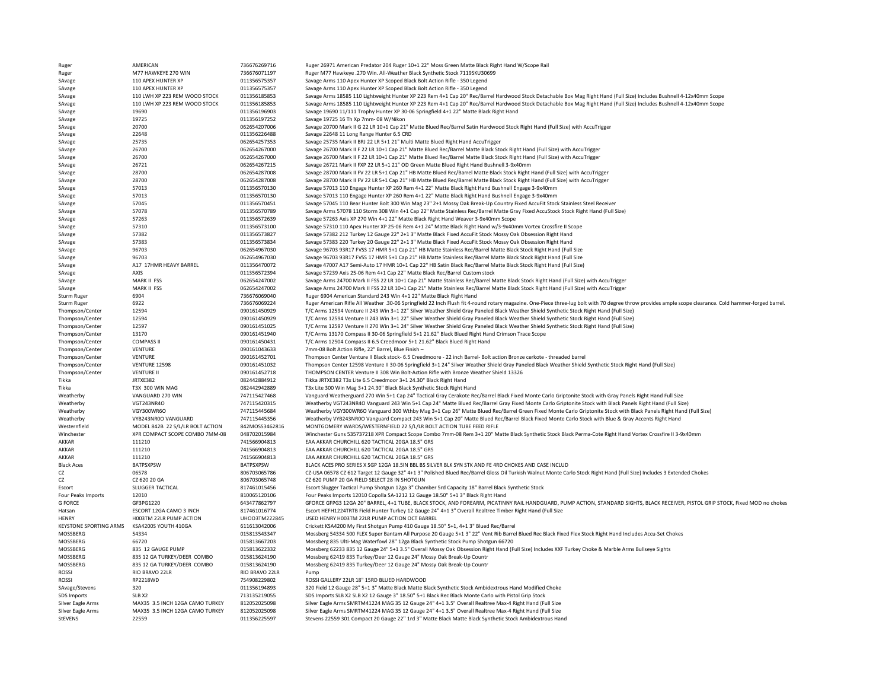| | | | |
|---|---|---|---|
| Ruger | AMERICAN | 736676269716 | Ruger 26971 American Predator 204 Ruger 10+1 22" Moss Green Matte Black Right Hand W/Scope Rail |
| Ruger | M77 HAWKEYE 270 WIN | 736676071197 | Ruger M77 Hawkeye .270 Win. All-Weather Black Synthetic Stock 7119SKU30699 |
| SAvage | 110 APEX HUNTER XP | 011356575357 | Savage Arms 110 Apex Hunter XP Scoped Black Bolt Action Rifle - 350 Legend |
| SAvage | 110 APEX HUNTER XP | 011356575357 | Savage Arms 110 Apex Hunter XP Scoped Black Bolt Action Rifle - 350 Legend |
| SAvage | 110 LWH XP 223 REM WOOD STOCK | 011356185853 | Savage Arms 18585 110 Lightweight Hunter XP 223 Rem 4+1 Cap 20" Rec/Barrel Hardwood Stock Detachable Box Mag Right Hand (Full Size) Includes Bushnell 4-12x40mm Scope |
| SAvage | 110 LWH XP 223 REM WOOD STOCK | 011356185853 | Savage Arms 18585 110 Lightweight Hunter XP 223 Rem 4+1 Cap 20" Rec/Barrel Hardwood Stock Detachable Box Mag Right Hand (Full Size) Includes Bushnell 4-12x40mm Scope |
| SAvage | 19690 | 011356196903 | Savage 19690 11/111 Trophy Hunter XP 30-06 Springfield 4+1 22" Matte Black Right Hand |
| SAvage | 19725 | 011356197252 | Savage 19725 16 Th Xp 7mm- 08 W/Nikon |
| SAvage | 20700 | 062654207006 | Savage 20700 Mark II G 22 LR 10+1 Cap 21" Matte Blued Rec/Barrel Satin Hardwood Stock Right Hand (Full Size) with AccuTrigger |
| SAvage | 22648 | 011356226488 | Savage 22648 11 Long Range Hunter 6.5 CRD |
| SAvage | 25735 | 062654257353 | Savage 25735 Mark II BRJ 22 LR 5+1 21" Multi Matte Blued Right Hand AccuTrigger |
| SAvage | 26700 | 062654267000 | Savage 26700 Mark II F 22 LR 10+1 Cap 21" Matte Blued Rec/Barrel Matte Black Stock Right Hand (Full Size) with AccuTrigger |
| SAvage | 26700 | 062654267000 | Savage 26700 Mark II F 22 LR 10+1 Cap 21" Matte Blued Rec/Barrel Matte Black Stock Right Hand (Full Size) with AccuTrigger |
| SAvage | 26721 | 062654267215 | Savage 26721 Mark II FXP 22 LR 5+1 21" OD Green Matte Blued Right Hand Bushnell 3-9x40mm |
| SAvage | 28700 | 062654287008 | Savage 28700 Mark II FV 22 LR 5+1 Cap 21" HB Matte Blued Rec/Barrel Matte Black Stock Right Hand (Full Size) with AccuTrigger |
| SAvage | 28700 | 062654287008 | Savage 28700 Mark II FV 22 LR 5+1 Cap 21" HB Matte Blued Rec/Barrel Matte Black Stock Right Hand (Full Size) with AccuTrigger |
| SAvage | 57013 | 011356570130 | Savage 57013 110 Engage Hunter XP 260 Rem 4+1 22" Matte Black Right Hand Bushnell Engage 3-9x40mm |
| SAvage | 57013 | 011356570130 | Savage 57013 110 Engage Hunter XP 260 Rem 4+1 22" Matte Black Right Hand Bushnell Engage 3-9x40mm |
| SAvage | 57045 | 011356570451 | Savage 57045 110 Bear Hunter Bolt 300 Win Mag 23" 2+1 Mossy Oak Break-Up Country Fixed AccuFit Stock Stainless Steel Receiver |
| SAvage | 57078 | 011356570789 | Savage Arms 57078 110 Storm 308 Win 4+1 Cap 22" Matte Stainless Rec/Barrel Matte Gray Fixed AccuStock Stock Right Hand (Full Size) |
| SAvage | 57263 | 011356572639 | Savage 57263 Axis XP 270 Win 4+1 22" Matte Black Right Hand Weaver 3-9x40mm Scope |
| SAvage | 57310 | 011356573100 | Savage 57310 110 Apex Hunter XP 25-06 Rem 4+1 24" Matte Black Right Hand w/3-9x40mm Vortex Crossfire II Scope |
| SAvage | 57382 | 011356573827 | Savage 57382 212 Turkey 12 Gauge 22" 2+1 3" Matte Black Fixed AccuFit Stock Mossy Oak Obsession Right Hand |
| SAvage | 57383 | 011356573834 | Savage 57383 220 Turkey 20 Gauge 22" 2+1 3" Matte Black Fixed AccuFit Stock Mossy Oak Obsession Right Hand |
| SAvage | 96703 | 062654967030 | Savage 96703 93R17 FVSS 17 HMR 5+1 Cap 21" HB Matte Stainless Rec/Barrel Matte Black Stock Right Hand (Full Size |
| SAvage | 96703 | 062654967030 | Savage 96703 93R17 FVSS 17 HMR 5+1 Cap 21" HB Matte Stainless Rec/Barrel Matte Black Stock Right Hand (Full Size |
| SAvage | A17 17HMR HEAVY BARREL | 011356470072 | Savage Arms 47007 A17 Semi-Auto 17 HMR 10+1 Cap 22" HB Satin Black Rec/Barrel Matte Black Stock Right Hand (Full Size) |
| SAvage | AXIS | 011356572394 | Savage 57239 Axis 25-06 Rem 4+1 Cap 22" Matte Black Rec/Barrel Custom stock |
| SAvage | MARK II FSS | 062654247002 | Savage Arms 24700 Mark II FSS 22 LR 10+1 Cap 21" Matte Stainless Rec/Barrel Matte Black Stock Right Hand (Full Size) with AccuTrigger |
| SAvage | MARK II FSS | 062654247002 | Savage Arms 24700 Mark II FSS 22 LR 10+1 Cap 21" Matte Stainless Rec/Barrel Matte Black Stock Right Hand (Full Size) with AccuTrigger |
| Sturm Ruger | 6904 | 736676069040 | Ruger 6904 American Standard 243 Win 4+1 22" Matte Black Right Hand |
| Sturm Ruger | 6922 | 736676069224 | Ruger American Rifle All Weather .30-06 Springfield 22 Inch Flush fit 4-round rotary magazine. One-Piece three-lug bolt with 70 degree throw provides ample scope clearance. Cold hammer-forged barrel. |
| Thompson/Center | 12594 | 090161450929 | T/C Arms 12594 Venture II 243 Win 3+1 22" Silver Weather Shield Gray Paneled Black Weather Shield Synthetic Stock Right Hand (Full Size) |
| Thompson/Center | 12594 | 090161450929 | T/C Arms 12594 Venture II 243 Win 3+1 22" Silver Weather Shield Gray Paneled Black Weather Shield Synthetic Stock Right Hand (Full Size) |
| Thompson/Center | 12597 | 090161451025 | T/C Arms 12597 Venture II 270 Win 3+1 24" Silver Weather Shield Gray Paneled Black Weather Shield Synthetic Stock Right Hand (Full Size) |
| Thompson/Center | 13170 | 090161451940 | T/C Arms 13170 Compass II 30-06 Springfield 5+1 21.62" Black Blued Right Hand Crimson Trace Scope |
| Thompson/Center | COMPASS II | 090161450431 | T/C Arms 12504 Compass II 6.5 Creedmoor 5+1 21.62" Black Blued Right Hand |
| Thompson/Center | VENTURE | 090161043633 | 7mm-08 Bolt Action Rifle, 22" Barrel, Blue Finish – |
| Thompson/Center | VENTURE | 090161452701 | Thompson Center Venture II Black stock- 6.5 Creedmoore - 22 inch Barrel- Bolt action Bronze cerkote - threaded barrel |
| Thompson/Center | VENTURE 12598 | 090161451032 | Thompson Center 12598 Venture II 30-06 Springfield 3+1 24" Silver Weather Shield Gray Paneled Black Weather Shield Synthetic Stock Right Hand (Full Size) |
| Thompson/Center | VENTURE II | 090161452718 | THOMPSON CENTER Venture II 308 Win Bolt-Action Rifle with Bronze Weather Shield 13326 |
| Tikka | JRTXE382 | 082442884912 | Tikka JRTXE382 T3x Lite 6.5 Creedmoor 3+1 24.30" Black Right Hand |
| Tikka | T3X 300 WIN MAG | 082442942889 | T3x Lite 300 Win Mag 3+1 24.30" Black Synthetic Stock Right Hand |
| Weatherby | VANGUARD 270 WIN | 747115427468 | Vanguard Weatherguard 270 Win 5+1 Cap 24" Tactical Gray Cerakote Rec/Barrel Black Fixed Monte Carlo Griptonite Stock with Gray Panels Right Hand Full Size |
| Weatherby | VGT243NR4O | 747115420315 | Weatherby VGT243NR4O Vanguard 243 Win 5+1 Cap 24" Matte Blued Rec/Barrel Gray Fixed Monte Carlo Griptonite Stock with Black Panels Right Hand (Full Size) |
| Weatherby | VGY300WR6O | 747115445684 | Weatherby VGY300WR6O Vanguard 300 Wthby Mag 3+1 Cap 26" Matte Blued Rec/Barrel Green Fixed Monte Carlo Griptonite Stock with Black Panels Right Hand (Full Size) |
| Weatherby | VYB243NR0O VANGUARD | 747115445356 | Weatherby VYB243NR0O Vanguard Compact 243 Win 5+1 Cap 20" Matte Blued Rec/Barrel Black Fixed Monte Carlo Stock with Blue & Gray Accents Right Hand |
| Westernfield | MODEL 842B 22 S/L/LR BOLT ACTION | 842MOSS3462816 | MONTGOMERY WARDS/WESTERNFIELD 22 S/L/LR BOLT ACTION TUBE FEED RIFLE |
| Winchester | XPR COMPACT SCOPE COMBO 7MM-08 | 048702015984 | Winchester Guns 535737218 XPR Compact Scope Combo 7mm-08 Rem 3+1 20" Matte Black Synthetic Stock Black Perma-Cote Right Hand Vortex Crossfire II 3-9x40mm |
| AKKAR | 111210 | 741566904813 | EAA AKKAR CHURCHILL 620 TACTICAL 20GA 18.5" GRS |
| AKKAR | 111210 | 741566904813 | EAA AKKAR CHURCHILL 620 TACTICAL 20GA 18.5" GRS |
| AKKAR | 111210 | 741566904813 | EAA AKKAR CHURCHILL 620 TACTICAL 20GA 18.5" GRS |
| Black Aces | BATPSXPSW | BATPSXPSW | BLACK ACES PRO SERIES X SGP 12GA 18.5IN BBL BS SILVER BLK SYN STK AND FE 4RD CHOKES AND CASE INCLUD |
| CZ | 06578 | 806703065786 | CZ-USA 06578 CZ 612 Target 12 Gauge 32" 4+1 3" Polished Blued Rec/Barrel Gloss Oil Turkish Walnut Monte Carlo Stock Right Hand (Full Size) Includes 3 Extended Chokes |
| CZ | CZ 620 20 GA | 806703065748 | CZ 620 PUMP 20 GA FIELD SELECT 28 IN SHOTGUN |
| Escort | SLUGGER TACTICAL | 817461015456 | Escort Slugger Tactical Pump Shotgun 12ga 3" Chamber 5rd Capacity 18" Barrel Black Synthetic Stock |
| Four Peaks Imports | 12010 | 810065120106 | Four Peaks Imports 12010 Copolla SA-1212 12 Gauge 18.50" 5+1 3" Black Right Hand |
| G FORCE | GF3PG1220 | 643477862797 | GFORCE GFPG3 12GA 20" BARREL, 4+1 TUBE, BLACK STOCK, AND FOREARM, PICATINNY RAIL HANDGUARD, PUMP ACTION, STANDARD SIGHTS, BLACK RECEIVER, PISTOL GRIP STOCK, Fixed MOD no chokes |
| Hatsan | ESCORT 12GA CAMO 3 INCH | 817461016774 | Escort HEFH1224TRTB Field Hunter Turkey 12 Gauge 24" 4+1 3" Overall Realtree Timber Right Hand (Full Size |
| HENRY | H003TM 22LR PUMP ACTION | UH003TM222845 | USED HENRY H003TM 22LR PUMP ACTION OCT BARREL |
| KEYSTONE SPORTING ARMS | KSA4200S YOUTH 410GA | 611613042006 | Crickett KSA4200 My First Shotgun Pump 410 Gauge 18.50" 5+1, 4+1 3" Blued Rec/Barrel |
| MOSSBERG | 54334 | 015813543347 | Mossberg 54334 500 FLEX Super Bantam All Purpose 20 Gauge 5+1 3" 22" Vent Rib Barrel Blued Rec Black Fixed Flex Stock Right Hand Includes Accu-Set Chokes |
| MOSSBERG | 66720 | 015813667203 | Mossberg 835 Ulti-Mag Waterfowl 28" 12ga Black Synthetic Stock Pump Shotgun 66720 |
| MOSSBERG | 835 12 GAUGE PUMP | 015813622332 | Mossberg 62233 835 12 Gauge 24" 5+1 3.5" Overall Mossy Oak Obsession Right Hand (Full Size) Includes XXF Turkey Choke & Marble Arms Bullseye Sights |
| MOSSBERG | 835 12 GA TURKEY/DEER COMBO | 015813624190 | Mossberg 62419 835 Turkey/Deer 12 Gauge 24" Mossy Oak Break-Up Countr |
| MOSSBERG | 835 12 GA TURKEY/DEER COMBO | 015813624190 | Mossberg 62419 835 Turkey/Deer 12 Gauge 24" Mossy Oak Break-Up Countr |
| ROSSI | RIO BRAVO 22LR | RIO BRAVO 22LR | Pump |
| ROSSI | RP2218WD | 754908229802 | ROSSI GALLERY 22LR 18" 15RD BLUED HARDWOOD |
| SAvage/Stevens | 320 | 011356194893 | 320 Field 12 Gauge 28" 5+1 3" Matte Black Matte Black Synthetic Stock Ambidextrous Hand Modified Choke |
| SDS Imports | SLB X2 | 713135219055 | SDS Imports SLB X2 SLB X2 12 Gauge 3" 18.50" 5+1 Black Rec Black Monte Carlo with Pistol Grip Stock |
| Silver Eagle Arms | MAX35 3.5 INCH 12GA CAMO TURKEY | 812052025098 | Silver Eagle Arms SMRTM41224 MAG 35 12 Gauge 24" 4+1 3.5" Overall Realtree Max-4 Right Hand (Full Size |
| Silver Eagle Arms | MAX35 3.5 INCH 12GA CAMO TURKEY | 812052025098 | Silver Eagle Arms SMRTM41224 MAG 35 12 Gauge 24" 4+1 3.5" Overall Realtree Max-4 Right Hand (Full Size |
| StEVENS | 22559 | 011356225597 | Stevens 22559 301 Compact 20 Gauge 22" 1rd 3" Matte Black Matte Black Synthetic Stock Ambidextrous Hand |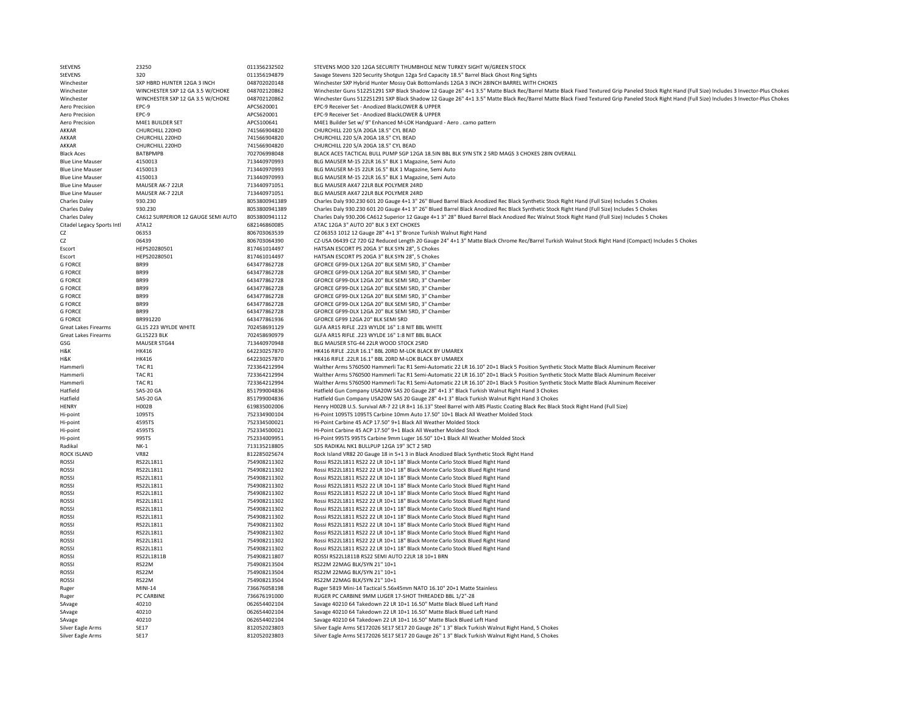| | | | |
|---|---|---|---|
| StEVENS | 23250 | 011356232502 | STEVENS MOD 320 12GA SECURITY THUMBHOLE NEW TURKEY SIGHT W/GREEN STOCK |
| StEVENS | 320 | 011356194879 | Savage Stevens 320 Security Shotgun 12ga 5rd Capacity 18.5" Barrel Black Ghost Ring Sights |
| Winchester | SXP HBRD HUNTER 12GA 3 INCH | 048702020148 | Winchester SXP Hybrid Hunter Mossy Oak Bottomlands 12GA 3 INCH 28INCH BARREL WITH CHOKES |
| Winchester | WINCHESTER SXP 12 GA 3.5 W/CHOKE | 048702120862 | Winchester Guns 512251291 SXP Black Shadow 12 Gauge 26" 4+1 3.5" Matte Black Rec/Barrel Matte Black Fixed Textured Grip Paneled Stock Right Hand (Full Size) Includes 3 Invector-Plus Chokes |
| Winchester | WINCHESTER SXP 12 GA 3.5 W/CHOKE | 048702120862 | Winchester Guns 512251291 SXP Black Shadow 12 Gauge 26" 4+1 3.5" Matte Black Rec/Barrel Matte Black Fixed Textured Grip Paneled Stock Right Hand (Full Size) Includes 3 Invector-Plus Chokes |
| Aero Precision | EPC-9 | APCS620001 | EPC-9 Receiver Set - Anodized BlackLOWER & UPPER |
| Aero Precision | EPC-9 | APCS620001 | EPC-9 Receiver Set - Anodized BlackLOWER & UPPER |
| Aero Precision | M4E1 BUILDER SET | APCS100641 | M4E1 Builder Set w/ 9" Enhanced M-LOK Handguard - Aero . camo pattern |
| AKKAR | CHURCHILL 220HD | 741566904820 | CHURCHILL 220 S/A 20GA 18.5" CYL BEAD |
| AKKAR | CHURCHILL 220HD | 741566904820 | CHURCHILL 220 S/A 20GA 18.5" CYL BEAD |
| AKKAR | CHURCHILL 220HD | 741566904820 | CHURCHILL 220 S/A 20GA 18.5" CYL BEAD |
| Black Aces | BATBPMPB | 702706998048 | BLACK ACES TACTICAL BULL PUMP SGP 12GA 18.5IN BBL BLK SYN STK 2 5RD MAGS 3 CHOKES 28IN OVERALL |
| Blue Line Mauser | 4150013 | 713440970993 | BLG MAUSER M-15 22LR 16.5" BLK 1 Magazine, Semi Auto |
| Blue Line Mauser | 4150013 | 713440970993 | BLG MAUSER M-15 22LR 16.5" BLK 1 Magazine, Semi Auto |
| Blue Line Mauser | 4150013 | 713440970993 | BLG MAUSER M-15 22LR 16.5" BLK 1 Magazine, Semi Auto |
| Blue Line Mauser | MAUSER AK-7 22LR | 713440971051 | BLG MAUSER AK47 22LR BLK POLYMER 24RD |
| Blue Line Mauser | MAUSER AK-7 22LR | 713440971051 | BLG MAUSER AK47 22LR BLK POLYMER 24RD |
| Charles Daley | 930.230 | 8053800941389 | Charles Daly 930.230 601 20 Gauge 4+1 3" 26" Blued Barrel Black Anodized Rec Black Synthetic Stock Right Hand (Full Size) Includes 5 Chokes |
| Charles Daley | 930.230 | 8053800941389 | Charles Daly 930.230 601 20 Gauge 4+1 3" 26" Blued Barrel Black Anodized Rec Black Synthetic Stock Right Hand (Full Size) Includes 5 Chokes |
| Charles Daley | CA612 SURPERIOR 12 GAUGE SEMI AUTO | 8053800941112 | Charles Daly 930.206 CA612 Superior 12 Gauge 4+1 3" 28" Blued Barrel Black Anodized Rec Walnut Stock Right Hand (Full Size) Includes 5 Chokes |
| Citadel Legacy Sports Intl | ATA12 | 682146860085 | ATAC 12GA 3" AUTO 20" BLK 3 EXT CHOKES |
| CZ | 06353 | 806703063539 | CZ 06353 1012 12 Gauge 28" 4+1 3" Bronze Turkish Walnut Right Hand |
| CZ | 06439 | 806703064390 | CZ-USA 06439 CZ 720 G2 Reduced Length 20 Gauge 24" 4+1 3" Matte Black Chrome Rec/Barrel Turkish Walnut Stock Right Hand (Compact) Includes 5 Chokes |
| Escort | HEPS20280501 | 817461014497 | HATSAN ESCORT PS 20GA 3" BLK SYN 28", 5 Chokes |
| Escort | HEPS20280501 | 817461014497 | HATSAN ESCORT PS 20GA 3" BLK SYN 28", 5 Chokes |
| G FORCE | BR99 | 643477862728 | GFORCE GF99-DLX 12GA 20" BLK SEMI 5RD, 3" Chamber |
| G FORCE | BR99 | 643477862728 | GFORCE GF99-DLX 12GA 20" BLK SEMI 5RD, 3" Chamber |
| G FORCE | BR99 | 643477862728 | GFORCE GF99-DLX 12GA 20" BLK SEMI 5RD, 3" Chamber |
| G FORCE | BR99 | 643477862728 | GFORCE GF99-DLX 12GA 20" BLK SEMI 5RD, 3" Chamber |
| G FORCE | BR99 | 643477862728 | GFORCE GF99-DLX 12GA 20" BLK SEMI 5RD, 3" Chamber |
| G FORCE | BR99 | 643477862728 | GFORCE GF99-DLX 12GA 20" BLK SEMI 5RD, 3" Chamber |
| G FORCE | BR99 | 643477862728 | GFORCE GF99-DLX 12GA 20" BLK SEMI 5RD, 3" Chamber |
| G FORCE | BR991220 | 643477861936 | GFORCE GF99 12GA 20" BLK SEMI 5RD |
| Great Lakes Firearms | GL15 223 WYLDE WHITE | 702458691129 | GLFA AR15 RIFLE .223 WYLDE 16" 1:8 NIT BBL WHITE |
| Great Lakes Firearms | GL15223 BLK | 702458690979 | GLFA AR15 RIFLE .223 WYLDE 16" 1:8 NIT BBL BLACK |
| GSG | MAUSER STG44 | 713440970948 | BLG MAUSER STG-44 22LR WOOD STOCK 25RD |
| H&K | HK416 | 642230257870 | HK416 RIFLE .22LR 16.1" BBL 20RD M-LOK BLACK BY UMAREX |
| H&K | HK416 | 642230257870 | HK416 RIFLE .22LR 16.1" BBL 20RD M-LOK BLACK BY UMAREX |
| Hammerli | TAC R1 | 723364212994 | Walther Arms 5760500 Hammerli Tac R1 Semi-Automatic 22 LR 16.10" 20+1 Black 5 Position Synthetic Stock Matte Black Aluminum Receiver |
| Hammerli | TAC R1 | 723364212994 | Walther Arms 5760500 Hammerli Tac R1 Semi-Automatic 22 LR 16.10" 20+1 Black 5 Position Synthetic Stock Matte Black Aluminum Receiver |
| Hammerli | TAC R1 | 723364212994 | Walther Arms 5760500 Hammerli Tac R1 Semi-Automatic 22 LR 16.10" 20+1 Black 5 Position Synthetic Stock Matte Black Aluminum Receiver |
| Hatfield | SAS-20 GA | 851799004836 | Hatfield Gun Company USA20W SAS 20 Gauge 28" 4+1 3" Black Turkish Walnut Right Hand 3 Chokes |
| Hatfield | SAS-20 GA | 851799004836 | Hatfield Gun Company USA20W SAS 20 Gauge 28" 4+1 3" Black Turkish Walnut Right Hand 3 Chokes |
| HENRY | H002B | 619835002006 | Henry H002B U.S. Survival AR-7 22 LR 8+1 16.13" Steel Barrel with ABS Plastic Coating Black Rec Black Stock Right Hand (Full Size) |
| Hi-point | 1095TS | 752334900104 | Hi-Point 1095TS 1095TS Carbine 10mm Auto 17.50" 10+1 Black All Weather Molded Stock |
| Hi-point | 4595TS | 752334500021 | Hi-Point Carbine 45 ACP 17.50" 9+1 Black All Weather Molded Stock |
| Hi-point | 4595TS | 752334500021 | Hi-Point Carbine 45 ACP 17.50" 9+1 Black All Weather Molded Stock |
| Hi-point | 995TS | 752334009951 | Hi-Point 995TS 995TS Carbine 9mm Luger 16.50" 10+1 Black All Weather Molded Stock |
| Radikal | NK-1 | 713135218805 | SDS RADIKAL NK1 BULLPUP 12GA 19" 3CT 2 5RD |
| ROCK ISLAND | VR82 | 812285025674 | Rock Island VR82 20 Gauge 18 in 5+1 3 in Black Anodized Black Synthetic Stock Right Hand |
| ROSSI | RS22L1811 | 754908211302 | Rossi RS22L1811 RS22 22 LR 10+1 18" Black Monte Carlo Stock Blued Right Hand |
| ROSSI | RS22L1811 | 754908211302 | Rossi RS22L1811 RS22 22 LR 10+1 18" Black Monte Carlo Stock Blued Right Hand |
| ROSSI | RS22L1811 | 754908211302 | Rossi RS22L1811 RS22 22 LR 10+1 18" Black Monte Carlo Stock Blued Right Hand |
| ROSSI | RS22L1811 | 754908211302 | Rossi RS22L1811 RS22 22 LR 10+1 18" Black Monte Carlo Stock Blued Right Hand |
| ROSSI | RS22L1811 | 754908211302 | Rossi RS22L1811 RS22 22 LR 10+1 18" Black Monte Carlo Stock Blued Right Hand |
| ROSSI | RS22L1811 | 754908211302 | Rossi RS22L1811 RS22 22 LR 10+1 18" Black Monte Carlo Stock Blued Right Hand |
| ROSSI | RS22L1811 | 754908211302 | Rossi RS22L1811 RS22 22 LR 10+1 18" Black Monte Carlo Stock Blued Right Hand |
| ROSSI | RS22L1811 | 754908211302 | Rossi RS22L1811 RS22 22 LR 10+1 18" Black Monte Carlo Stock Blued Right Hand |
| ROSSI | RS22L1811 | 754908211302 | Rossi RS22L1811 RS22 22 LR 10+1 18" Black Monte Carlo Stock Blued Right Hand |
| ROSSI | RS22L1811 | 754908211302 | Rossi RS22L1811 RS22 22 LR 10+1 18" Black Monte Carlo Stock Blued Right Hand |
| ROSSI | RS22L1811 | 754908211302 | Rossi RS22L1811 RS22 22 LR 10+1 18" Black Monte Carlo Stock Blued Right Hand |
| ROSSI | RS22L1811 | 754908211302 | Rossi RS22L1811 RS22 22 LR 10+1 18" Black Monte Carlo Stock Blued Right Hand |
| ROSSI | RS22L1811B | 754908211807 | ROSSI RS22L1811B RS22 SEMI AUTO 22LR 18 10+1 BRN |
| ROSSI | RS22M | 754908213504 | RS22M 22MAG BLK/SYN 21" 10+1 |
| ROSSI | RS22M | 754908213504 | RS22M 22MAG BLK/SYN 21" 10+1 |
| ROSSI | RS22M | 754908213504 | RS22M 22MAG BLK/SYN 21" 10+1 |
| Ruger | MINI-14 | 736676058198 | Ruger 5819 Mini-14 Tactical 5.56x45mm NATO 16.10" 20+1 Matte Stainless |
| Ruger | PC CARBINE | 736676191000 | RUGER PC CARBINE 9MM LUGER 17-SHOT THREADED BBL 1/2"-28 |
| SAvage | 40210 | 062654402104 | Savage 40210 64 Takedown 22 LR 10+1 16.50" Matte Black Blued Left Hand |
| SAvage | 40210 | 062654402104 | Savage 40210 64 Takedown 22 LR 10+1 16.50" Matte Black Blued Left Hand |
| SAvage | 40210 | 062654402104 | Savage 40210 64 Takedown 22 LR 10+1 16.50" Matte Black Blued Left Hand |
| Silver Eagle Arms | SE17 | 812052023803 | Silver Eagle Arms SE172026 SE17 SE17 20 Gauge 26" 1 3" Black Turkish Walnut Right Hand, 5 Chokes |
| Silver Eagle Arms | SE17 | 812052023803 | Silver Eagle Arms SE172026 SE17 SE17 20 Gauge 26" 1 3" Black Turkish Walnut Right Hand, 5 Chokes |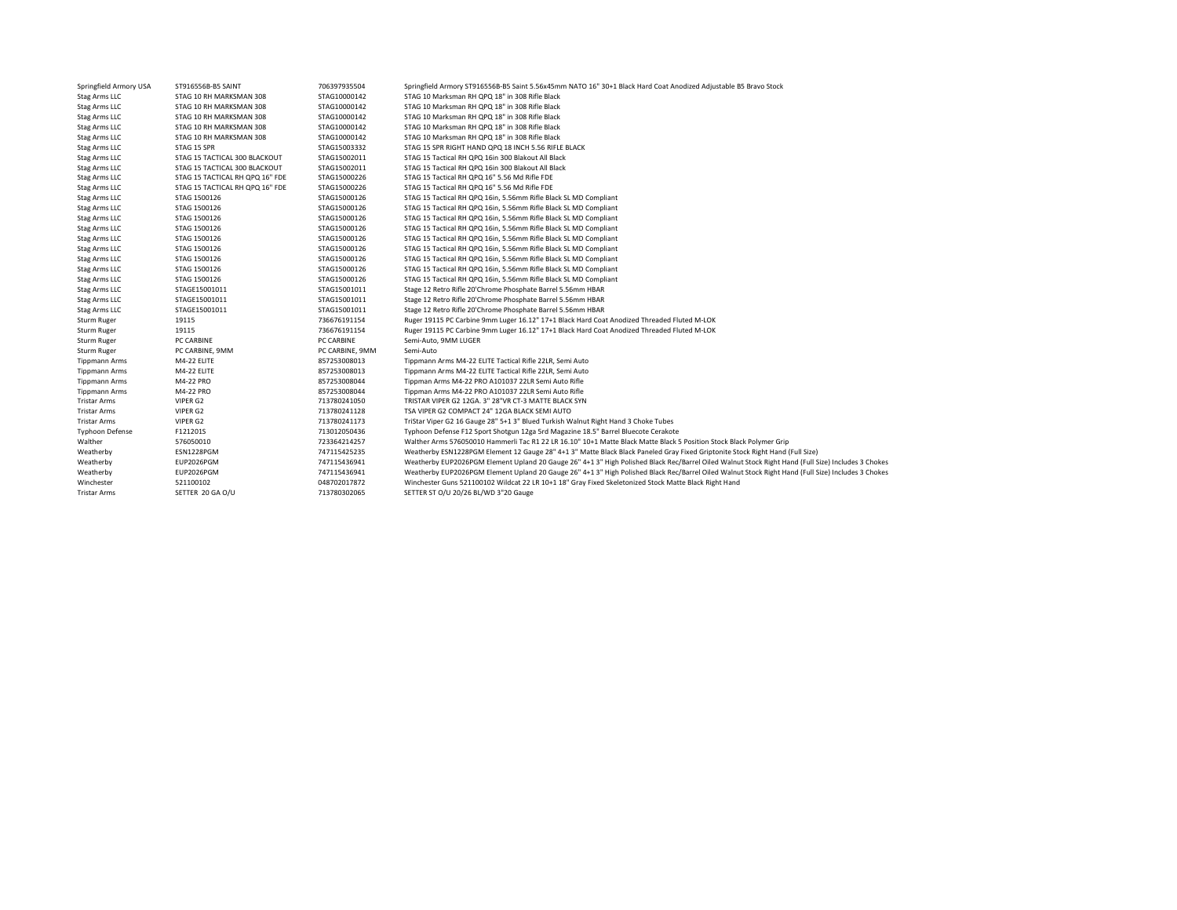| | | | |
|---|---|---|---|
| Springfield Armory USA | ST916556B-B5 SAINT | 706397935504 | Springfield Armory ST916556B-B5 Saint 5.56x45mm NATO 16" 30+1 Black Hard Coat Anodized Adjustable B5 Bravo Stock |
| Stag Arms LLC | STAG 10 RH MARKSMAN 308 | STAG10000142 | STAG 10 Marksman RH QPQ 18" in 308 Rifle Black |
| Stag Arms LLC | STAG 10 RH MARKSMAN 308 | STAG10000142 | STAG 10 Marksman RH QPQ 18" in 308 Rifle Black |
| Stag Arms LLC | STAG 10 RH MARKSMAN 308 | STAG10000142 | STAG 10 Marksman RH QPQ 18" in 308 Rifle Black |
| Stag Arms LLC | STAG 10 RH MARKSMAN 308 | STAG10000142 | STAG 10 Marksman RH QPQ 18" in 308 Rifle Black |
| Stag Arms LLC | STAG 10 RH MARKSMAN 308 | STAG10000142 | STAG 10 Marksman RH QPQ 18" in 308 Rifle Black |
| Stag Arms LLC | STAG 15 SPR | STAG15003332 | STAG 15 SPR RIGHT HAND QPQ 18 INCH 5.56 RIFLE BLACK |
| Stag Arms LLC | STAG 15 TACTICAL 300 BLACKOUT | STAG15002011 | STAG 15 Tactical RH QPQ 16in 300 Blakout All Black |
| Stag Arms LLC | STAG 15 TACTICAL 300 BLACKOUT | STAG15002011 | STAG 15 Tactical RH QPQ 16in 300 Blakout All Black |
| Stag Arms LLC | STAG 15 TACTICAL RH QPQ 16" FDE | STAG15000226 | STAG 15 Tactical RH QPQ 16" 5.56 Md Rifle FDE |
| Stag Arms LLC | STAG 15 TACTICAL RH QPQ 16" FDE | STAG15000226 | STAG 15 Tactical RH QPQ 16" 5.56 Md Rifle FDE |
| Stag Arms LLC | STAG 1500126 | STAG15000126 | STAG 15 Tactical RH QPQ 16in, 5.56mm Rifle Black SL MD Compliant |
| Stag Arms LLC | STAG 1500126 | STAG15000126 | STAG 15 Tactical RH QPQ 16in, 5.56mm Rifle Black SL MD Compliant |
| Stag Arms LLC | STAG 1500126 | STAG15000126 | STAG 15 Tactical RH QPQ 16in, 5.56mm Rifle Black SL MD Compliant |
| Stag Arms LLC | STAG 1500126 | STAG15000126 | STAG 15 Tactical RH QPQ 16in, 5.56mm Rifle Black SL MD Compliant |
| Stag Arms LLC | STAG 1500126 | STAG15000126 | STAG 15 Tactical RH QPQ 16in, 5.56mm Rifle Black SL MD Compliant |
| Stag Arms LLC | STAG 1500126 | STAG15000126 | STAG 15 Tactical RH QPQ 16in, 5.56mm Rifle Black SL MD Compliant |
| Stag Arms LLC | STAG 1500126 | STAG15000126 | STAG 15 Tactical RH QPQ 16in, 5.56mm Rifle Black SL MD Compliant |
| Stag Arms LLC | STAG 1500126 | STAG15000126 | STAG 15 Tactical RH QPQ 16in, 5.56mm Rifle Black SL MD Compliant |
| Stag Arms LLC | STAG 1500126 | STAG15000126 | STAG 15 Tactical RH QPQ 16in, 5.56mm Rifle Black SL MD Compliant |
| Stag Arms LLC | STAGE15001011 | STAG15001011 | Stage 12 Retro Rifle 20'Chrome Phosphate Barrel 5.56mm HBAR |
| Stag Arms LLC | STAGE15001011 | STAG15001011 | Stage 12 Retro Rifle 20'Chrome Phosphate Barrel 5.56mm HBAR |
| Stag Arms LLC | STAGE15001011 | STAG15001011 | Stage 12 Retro Rifle 20'Chrome Phosphate Barrel 5.56mm HBAR |
| Sturm Ruger | 19115 | 736676191154 | Ruger 19115 PC Carbine 9mm Luger 16.12" 17+1 Black Hard Coat Anodized Threaded Fluted M-LOK |
| Sturm Ruger | 19115 | 736676191154 | Ruger 19115 PC Carbine 9mm Luger 16.12" 17+1 Black Hard Coat Anodized Threaded Fluted M-LOK |
| Sturm Ruger | PC CARBINE | PC CARBINE | Semi-Auto, 9MM LUGER |
| Sturm Ruger | PC CARBINE, 9MM | PC CARBINE, 9MM | Semi-Auto |
| Tippmann Arms | M4-22 ELITE | 857253008013 | Tippmann Arms M4-22 ELITE Tactical Rifle 22LR, Semi Auto |
| Tippmann Arms | M4-22 ELITE | 857253008013 | Tippmann Arms M4-22 ELITE Tactical Rifle 22LR, Semi Auto |
| Tippmann Arms | M4-22 PRO | 857253008044 | Tippman Arms M4-22 PRO A101037 22LR Semi Auto Rifle |
| Tippmann Arms | M4-22 PRO | 857253008044 | Tippman Arms M4-22 PRO A101037 22LR Semi Auto Rifle |
| Tristar Arms | VIPER G2 | 713780241050 | TRISTAR VIPER G2 12GA. 3" 28"VR CT-3 MATTE BLACK SYN |
| Tristar Arms | VIPER G2 | 713780241128 | TSA VIPER G2 COMPACT 24" 12GA BLACK SEMI AUTO |
| Tristar Arms | VIPER G2 | 713780241173 | TriStar Viper G2 16 Gauge 28" 5+1 3" Blued Turkish Walnut Right Hand 3 Choke Tubes |
| Typhoon Defense | F12120 1S | 713012050436 | Typhoon Defense F12 Sport Shotgun 12ga 5rd Magazine 18.5" Barrel Bluecote Cerakote |
| Walther | 576050010 | 723364214257 | Walther Arms 576050010 Hammerli Tac R1 22 LR 16.10" 10+1 Matte Black Matte Black 5 Position Stock Black Polymer Grip |
| Weatherby | ESN1228PGM | 747115425235 | Weatherby ESN1228PGM Element 12 Gauge 28" 4+1 3" Matte Black Black Paneled Gray Fixed Griptonite Stock Right Hand (Full Size) |
| Weatherby | EUP2026PGM | 747115436941 | Weatherby EUP2026PGM Element Upland 20 Gauge 26" 4+1 3" High Polished Black Rec/Barrel Oiled Walnut Stock Right Hand (Full Size) Includes 3 Chokes |
| Weatherby | EUP2026PGM | 747115436941 | Weatherby EUP2026PGM Element Upland 20 Gauge 26" 4+1 3" High Polished Black Rec/Barrel Oiled Walnut Stock Right Hand (Full Size) Includes 3 Chokes |
| Winchester | 521100102 | 048702017872 | Winchester Guns 521100102 Wildcat 22 LR 10+1 18" Gray Fixed Skeletonized Stock Matte Black Right Hand |
| Tristar Arms | SETTER 20 GA O/U | 713780302065 | SETTER ST O/U 20/26 BL/WD 3"20 Gauge |